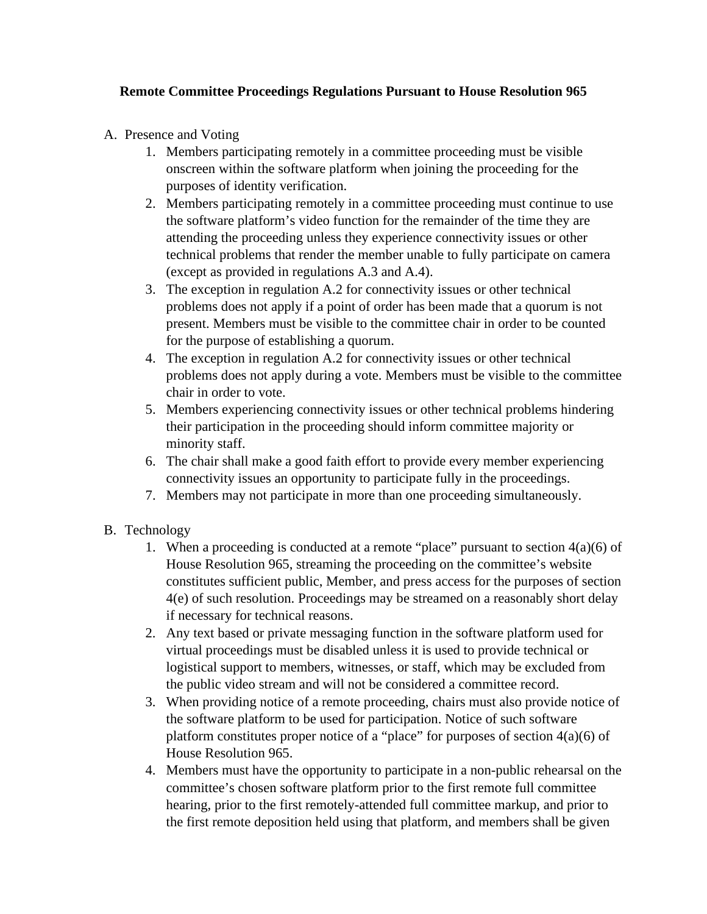# Remote Committee Proceedings Regulations Pursuant to House Resolution 965

A. Presence and Voting

1. Members participating remotely in a committee proceeding must be visible onscreen within the software platform when joining the proceeding for the purposes of identity verification.
2. Members participating remotely in a committee proceeding must continue to use the software platform's video function for the remainder of the time they are attending the proceeding unless they experience connectivity issues or other technical problems that render the member unable to fully participate on camera (except as provided in regulations A.3 and A.4).
3. The exception in regulation A.2 for connectivity issues or other technical problems does not apply if a point of order has been made that a quorum is not present. Members must be visible to the committee chair in order to be counted for the purpose of establishing a quorum.
4. The exception in regulation A.2 for connectivity issues or other technical problems does not apply during a vote. Members must be visible to the committee chair in order to vote.
5. Members experiencing connectivity issues or other technical problems hindering their participation in the proceeding should inform committee majority or minority staff.
6. The chair shall make a good faith effort to provide every member experiencing connectivity issues an opportunity to participate fully in the proceedings.
7. Members may not participate in more than one proceeding simultaneously.

B. Technology

1. When a proceeding is conducted at a remote "place" pursuant to section 4(a)(6) of House Resolution 965, streaming the proceeding on the committee's website constitutes sufficient public, Member, and press access for the purposes of section 4(e) of such resolution. Proceedings may be streamed on a reasonably short delay if necessary for technical reasons.
2. Any text based or private messaging function in the software platform used for virtual proceedings must be disabled unless it is used to provide technical or logistical support to members, witnesses, or staff, which may be excluded from the public video stream and will not be considered a committee record.
3. When providing notice of a remote proceeding, chairs must also provide notice of the software platform to be used for participation. Notice of such software platform constitutes proper notice of a "place" for purposes of section 4(a)(6) of House Resolution 965.
4. Members must have the opportunity to participate in a non-public rehearsal on the committee's chosen software platform prior to the first remote full committee hearing, prior to the first remotely-attended full committee markup, and prior to the first remote deposition held using that platform, and members shall be given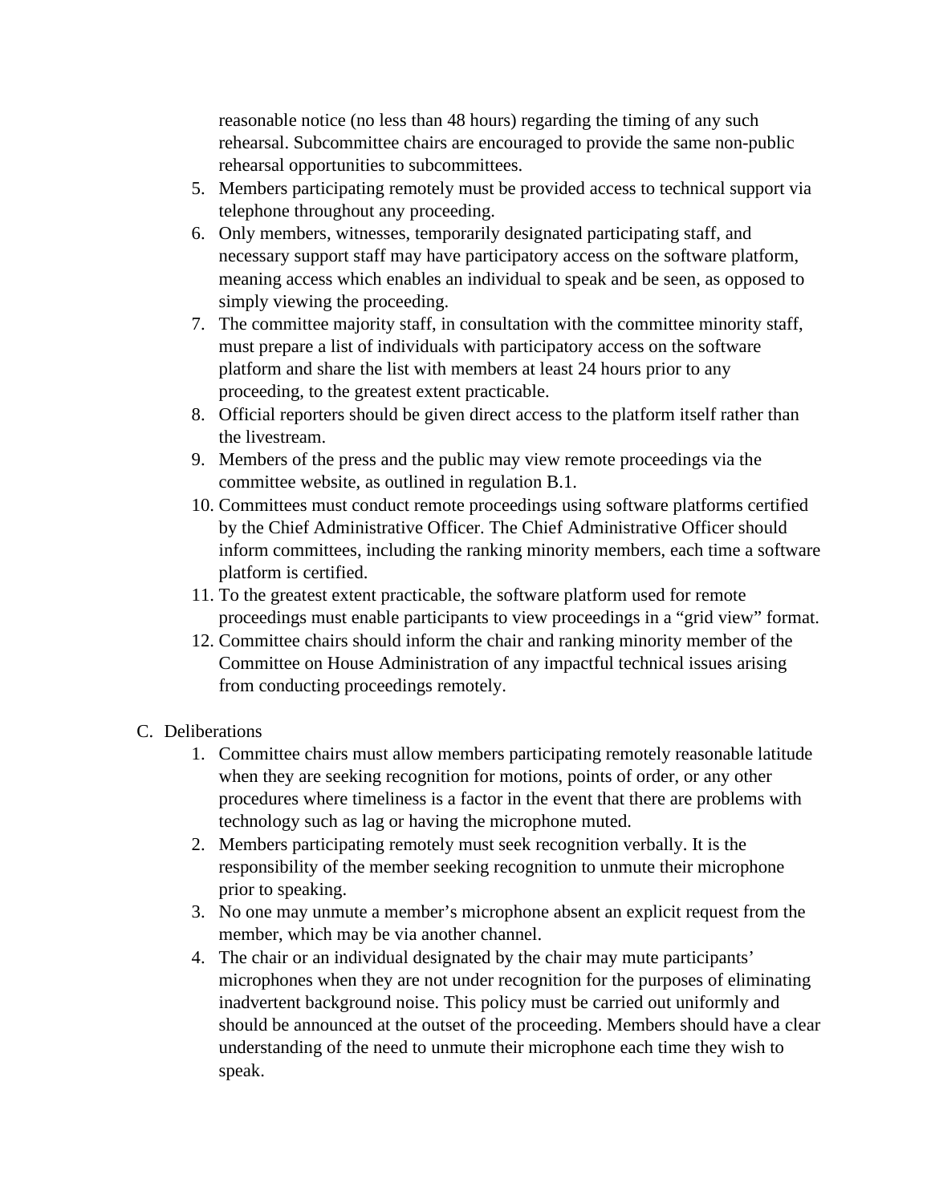reasonable notice (no less than 48 hours) regarding the timing of any such rehearsal. Subcommittee chairs are encouraged to provide the same non-public rehearsal opportunities to subcommittees.

5. Members participating remotely must be provided access to technical support via telephone throughout any proceeding.
6. Only members, witnesses, temporarily designated participating staff, and necessary support staff may have participatory access on the software platform, meaning access which enables an individual to speak and be seen, as opposed to simply viewing the proceeding.
7. The committee majority staff, in consultation with the committee minority staff, must prepare a list of individuals with participatory access on the software platform and share the list with members at least 24 hours prior to any proceeding, to the greatest extent practicable.
8. Official reporters should be given direct access to the platform itself rather than the livestream.
9. Members of the press and the public may view remote proceedings via the committee website, as outlined in regulation B.1.
10. Committees must conduct remote proceedings using software platforms certified by the Chief Administrative Officer. The Chief Administrative Officer should inform committees, including the ranking minority members, each time a software platform is certified.
11. To the greatest extent practicable, the software platform used for remote proceedings must enable participants to view proceedings in a "grid view" format.
12. Committee chairs should inform the chair and ranking minority member of the Committee on House Administration of any impactful technical issues arising from conducting proceedings remotely.

C. Deliberations

1. Committee chairs must allow members participating remotely reasonable latitude when they are seeking recognition for motions, points of order, or any other procedures where timeliness is a factor in the event that there are problems with technology such as lag or having the microphone muted.
2. Members participating remotely must seek recognition verbally. It is the responsibility of the member seeking recognition to unmute their microphone prior to speaking.
3. No one may unmute a member's microphone absent an explicit request from the member, which may be via another channel.
4. The chair or an individual designated by the chair may mute participants' microphones when they are not under recognition for the purposes of eliminating inadvertent background noise. This policy must be carried out uniformly and should be announced at the outset of the proceeding. Members should have a clear understanding of the need to unmute their microphone each time they wish to speak.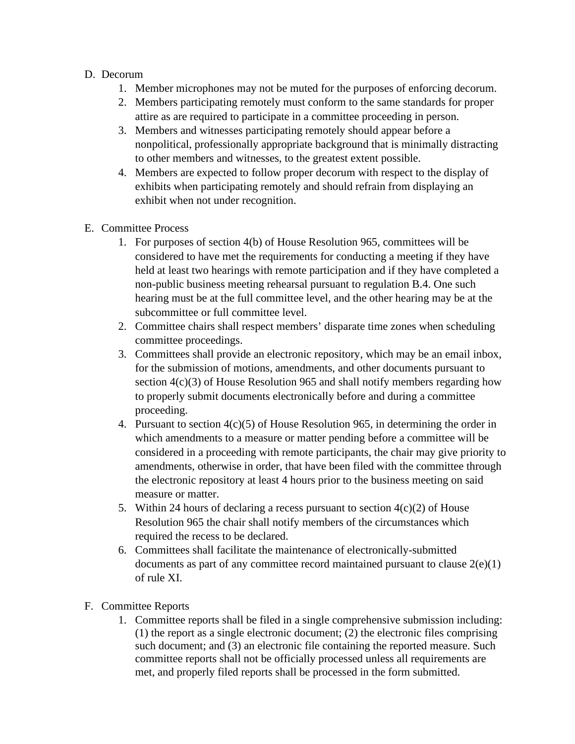D. Decorum
   1. Member microphones may not be muted for the purposes of enforcing decorum.
   2. Members participating remotely must conform to the same standards for proper attire as are required to participate in a committee proceeding in person.
   3. Members and witnesses participating remotely should appear before a nonpolitical, professionally appropriate background that is minimally distracting to other members and witnesses, to the greatest extent possible.
   4. Members are expected to follow proper decorum with respect to the display of exhibits when participating remotely and should refrain from displaying an exhibit when not under recognition.

E. Committee Process
   1. For purposes of section 4(b) of House Resolution 965, committees will be considered to have met the requirements for conducting a meeting if they have held at least two hearings with remote participation and if they have completed a non-public business meeting rehearsal pursuant to regulation B.4. One such hearing must be at the full committee level, and the other hearing may be at the subcommittee or full committee level.
   2. Committee chairs shall respect members' disparate time zones when scheduling committee proceedings.
   3. Committees shall provide an electronic repository, which may be an email inbox, for the submission of motions, amendments, and other documents pursuant to section 4(c)(3) of House Resolution 965 and shall notify members regarding how to properly submit documents electronically before and during a committee proceeding.
   4. Pursuant to section 4(c)(5) of House Resolution 965, in determining the order in which amendments to a measure or matter pending before a committee will be considered in a proceeding with remote participants, the chair may give priority to amendments, otherwise in order, that have been filed with the committee through the electronic repository at least 4 hours prior to the business meeting on said measure or matter.
   5. Within 24 hours of declaring a recess pursuant to section 4(c)(2) of House Resolution 965 the chair shall notify members of the circumstances which required the recess to be declared.
   6. Committees shall facilitate the maintenance of electronically-submitted documents as part of any committee record maintained pursuant to clause 2(e)(1) of rule XI.

F. Committee Reports
   1. Committee reports shall be filed in a single comprehensive submission including: (1) the report as a single electronic document; (2) the electronic files comprising such document; and (3) an electronic file containing the reported measure. Such committee reports shall not be officially processed unless all requirements are met, and properly filed reports shall be processed in the form submitted.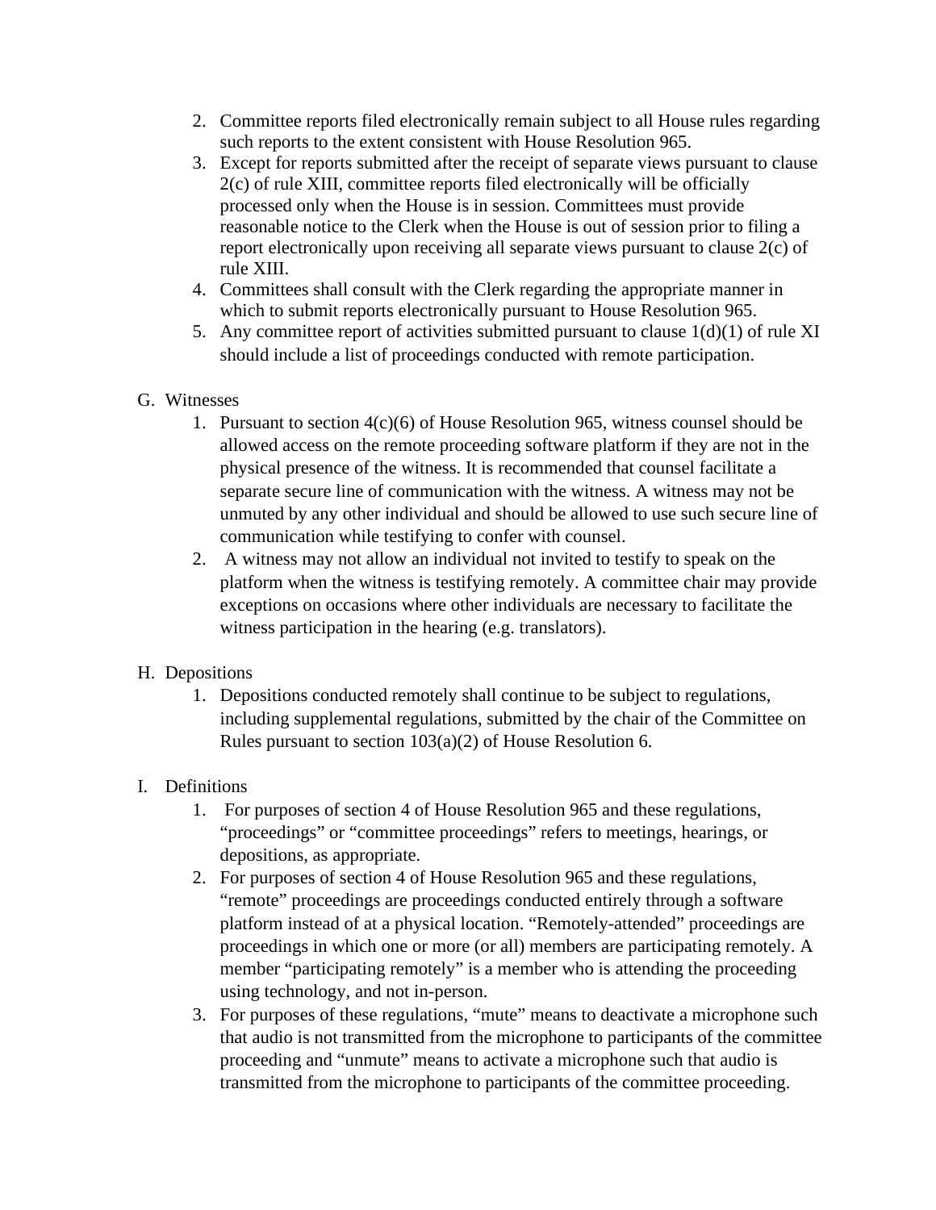2. Committee reports filed electronically remain subject to all House rules regarding such reports to the extent consistent with House Resolution 965.
3. Except for reports submitted after the receipt of separate views pursuant to clause 2(c) of rule XIII, committee reports filed electronically will be officially processed only when the House is in session. Committees must provide reasonable notice to the Clerk when the House is out of session prior to filing a report electronically upon receiving all separate views pursuant to clause 2(c) of rule XIII.
4. Committees shall consult with the Clerk regarding the appropriate manner in which to submit reports electronically pursuant to House Resolution 965.
5. Any committee report of activities submitted pursuant to clause 1(d)(1) of rule XI should include a list of proceedings conducted with remote participation.

G. Witnesses

1. Pursuant to section 4(c)(6) of House Resolution 965, witness counsel should be allowed access on the remote proceeding software platform if they are not in the physical presence of the witness. It is recommended that counsel facilitate a separate secure line of communication with the witness. A witness may not be unmuted by any other individual and should be allowed to use such secure line of communication while testifying to confer with counsel.
2. A witness may not allow an individual not invited to testify to speak on the platform when the witness is testifying remotely. A committee chair may provide exceptions on occasions where other individuals are necessary to facilitate the witness participation in the hearing (e.g. translators).

H. Depositions

1. Depositions conducted remotely shall continue to be subject to regulations, including supplemental regulations, submitted by the chair of the Committee on Rules pursuant to section 103(a)(2) of House Resolution 6.

I. Definitions

1. For purposes of section 4 of House Resolution 965 and these regulations, "proceedings" or "committee proceedings" refers to meetings, hearings, or depositions, as appropriate.
2. For purposes of section 4 of House Resolution 965 and these regulations, "remote" proceedings are proceedings conducted entirely through a software platform instead of at a physical location. "Remotely-attended" proceedings are proceedings in which one or more (or all) members are participating remotely. A member "participating remotely" is a member who is attending the proceeding using technology, and not in-person.
3. For purposes of these regulations, "mute" means to deactivate a microphone such that audio is not transmitted from the microphone to participants of the committee proceeding and "unmute" means to activate a microphone such that audio is transmitted from the microphone to participants of the committee proceeding.